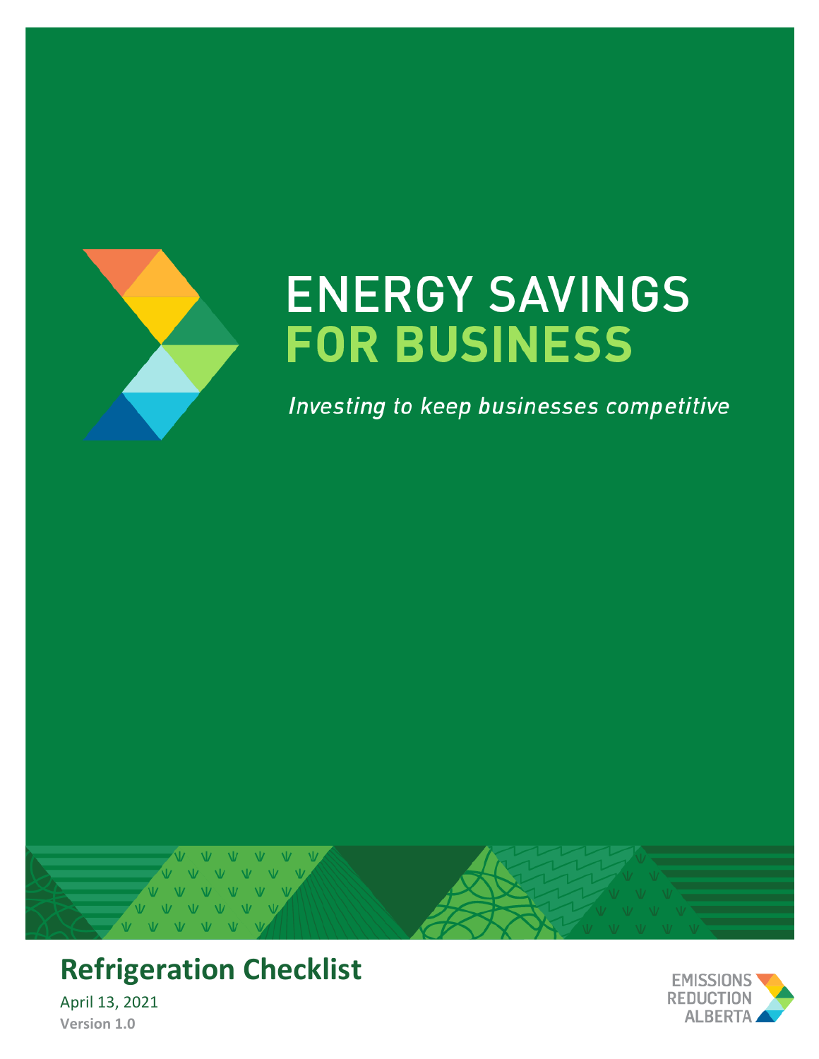# ENERGY SAVINGS FOR BUSINESS

*Investing to keep businesses competitive*

## Refrigeration Checklist

April 13, 2021

**Version 1.0**

EMISSIONS REDUCTION ALBERTA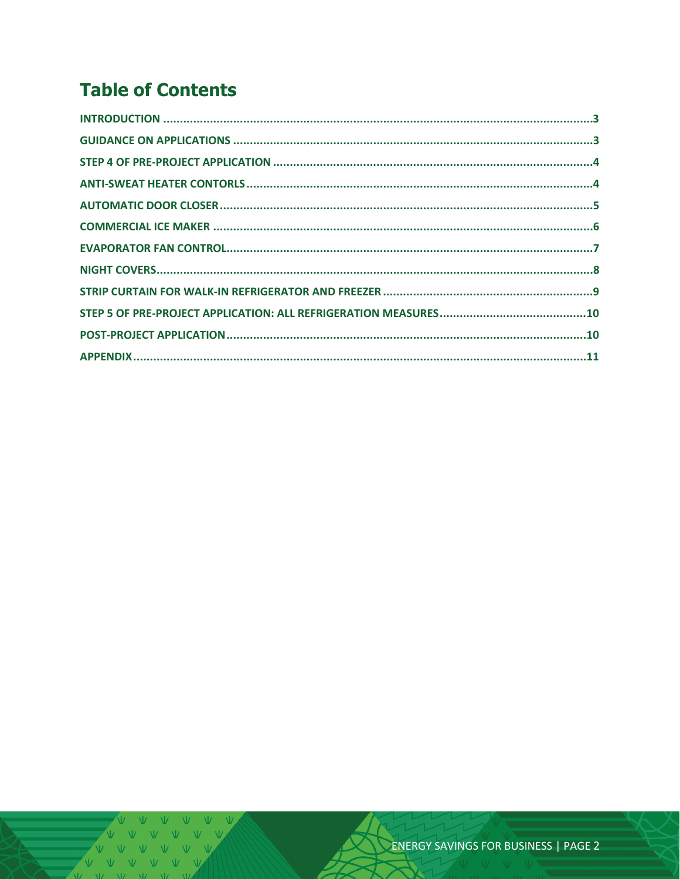# Table of Contents

INTRODUCTION .......... 3
GUIDANCE ON APPLICATIONS .......... 3
STEP 4 OF PRE-PROJECT APPLICATION .......... 4
ANTI-SWEAT HEATER CONTORLS .......... 4
AUTOMATIC DOOR CLOSER .......... 5
COMMERCIAL ICE MAKER .......... 6
EVAPORATOR FAN CONTROL .......... 7
NIGHT COVERS .......... 8
STRIP CURTAIN FOR WALK-IN REFRIGERATOR AND FREEZER .......... 9
STEP 5 OF PRE-PROJECT APPLICATION: ALL REFRIGERATION MEASURES .......... 10
POST-PROJECT APPLICATION .......... 10
APPENDIX .......... 11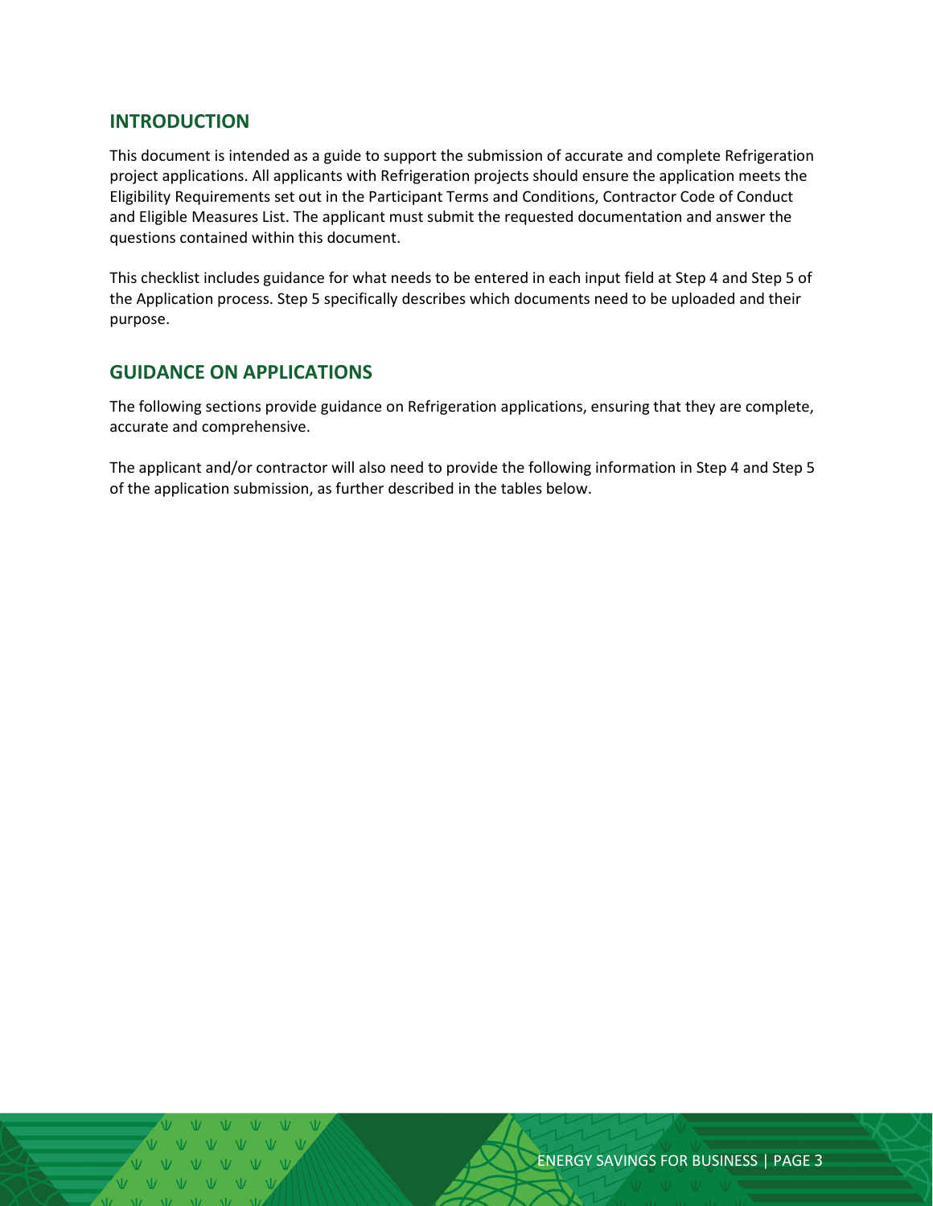## INTRODUCTION

This document is intended as a guide to support the submission of accurate and complete Refrigeration project applications. All applicants with Refrigeration projects should ensure the application meets the Eligibility Requirements set out in the Participant Terms and Conditions, Contractor Code of Conduct and Eligible Measures List. The applicant must submit the requested documentation and answer the questions contained within this document.

This checklist includes guidance for what needs to be entered in each input field at Step 4 and Step 5 of the Application process. Step 5 specifically describes which documents need to be uploaded and their purpose.

## GUIDANCE ON APPLICATIONS

The following sections provide guidance on Refrigeration applications, ensuring that they are complete, accurate and comprehensive.

The applicant and/or contractor will also need to provide the following information in Step 4 and Step 5 of the application submission, as further described in the tables below.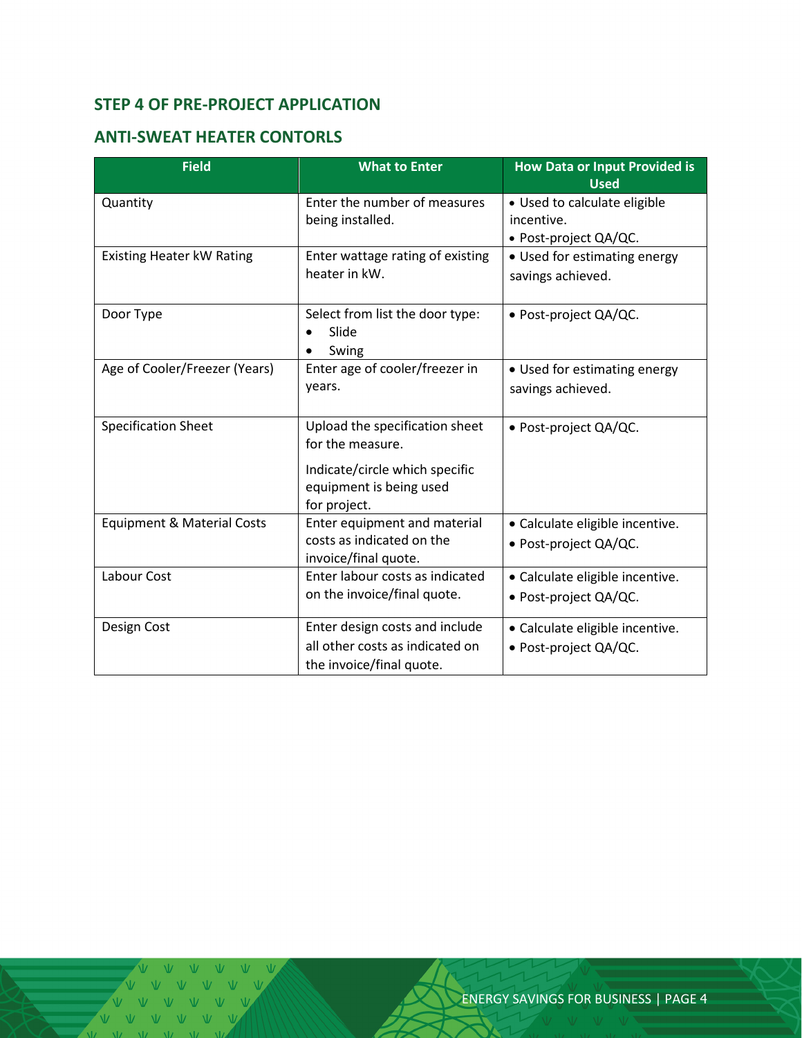## STEP 4 OF PRE-PROJECT APPLICATION

## ANTI-SWEAT HEATER CONTORLS

| Field | What to Enter | How Data or Input Provided is Used |
|---|---|---|
| Quantity | Enter the number of measures being installed. | • Used to calculate eligible incentive.<br>• Post-project QA/QC. |
| Existing Heater kW Rating | Enter wattage rating of existing heater in kW. | • Used for estimating energy savings achieved. |
| Door Type | Select from list the door type:<br>• Slide<br>• Swing | • Post-project QA/QC. |
| Age of Cooler/Freezer (Years) | Enter age of cooler/freezer in years. | • Used for estimating energy savings achieved. |
| Specification Sheet | Upload the specification sheet for the measure.<br><br>Indicate/circle which specific equipment is being used for project. | • Post-project QA/QC. |
| Equipment & Material Costs | Enter equipment and material costs as indicated on the invoice/final quote. | • Calculate eligible incentive.<br>• Post-project QA/QC. |
| Labour Cost | Enter labour costs as indicated on the invoice/final quote. | • Calculate eligible incentive.<br>• Post-project QA/QC. |
| Design Cost | Enter design costs and include all other costs as indicated on the invoice/final quote. | • Calculate eligible incentive.<br>• Post-project QA/QC. |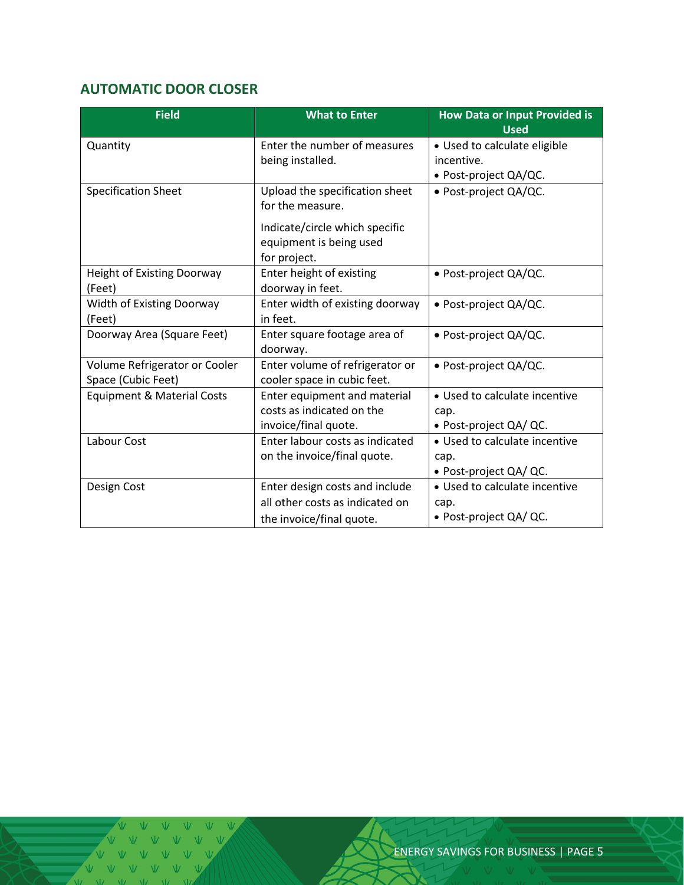## AUTOMATIC DOOR CLOSER

| Field | What to Enter | How Data or Input Provided is Used |
|---|---|---|
| Quantity | Enter the number of measures being installed. | • Used to calculate eligible incentive.<br>• Post-project QA/QC. |
| Specification Sheet | Upload the specification sheet for the measure.<br><br>Indicate/circle which specific equipment is being used for project. | • Post-project QA/QC. |
| Height of Existing Doorway (Feet) | Enter height of existing doorway in feet. | • Post-project QA/QC. |
| Width of Existing Doorway (Feet) | Enter width of existing doorway in feet. | • Post-project QA/QC. |
| Doorway Area (Square Feet) | Enter square footage area of doorway. | • Post-project QA/QC. |
| Volume Refrigerator or Cooler Space (Cubic Feet) | Enter volume of refrigerator or cooler space in cubic feet. | • Post-project QA/QC. |
| Equipment & Material Costs | Enter equipment and material costs as indicated on the invoice/final quote. | • Used to calculate incentive cap.<br>• Post-project QA/ QC. |
| Labour Cost | Enter labour costs as indicated on the invoice/final quote. | • Used to calculate incentive cap.<br>• Post-project QA/ QC. |
| Design Cost | Enter design costs and include all other costs as indicated on the invoice/final quote. | • Used to calculate incentive cap.<br>• Post-project QA/ QC. |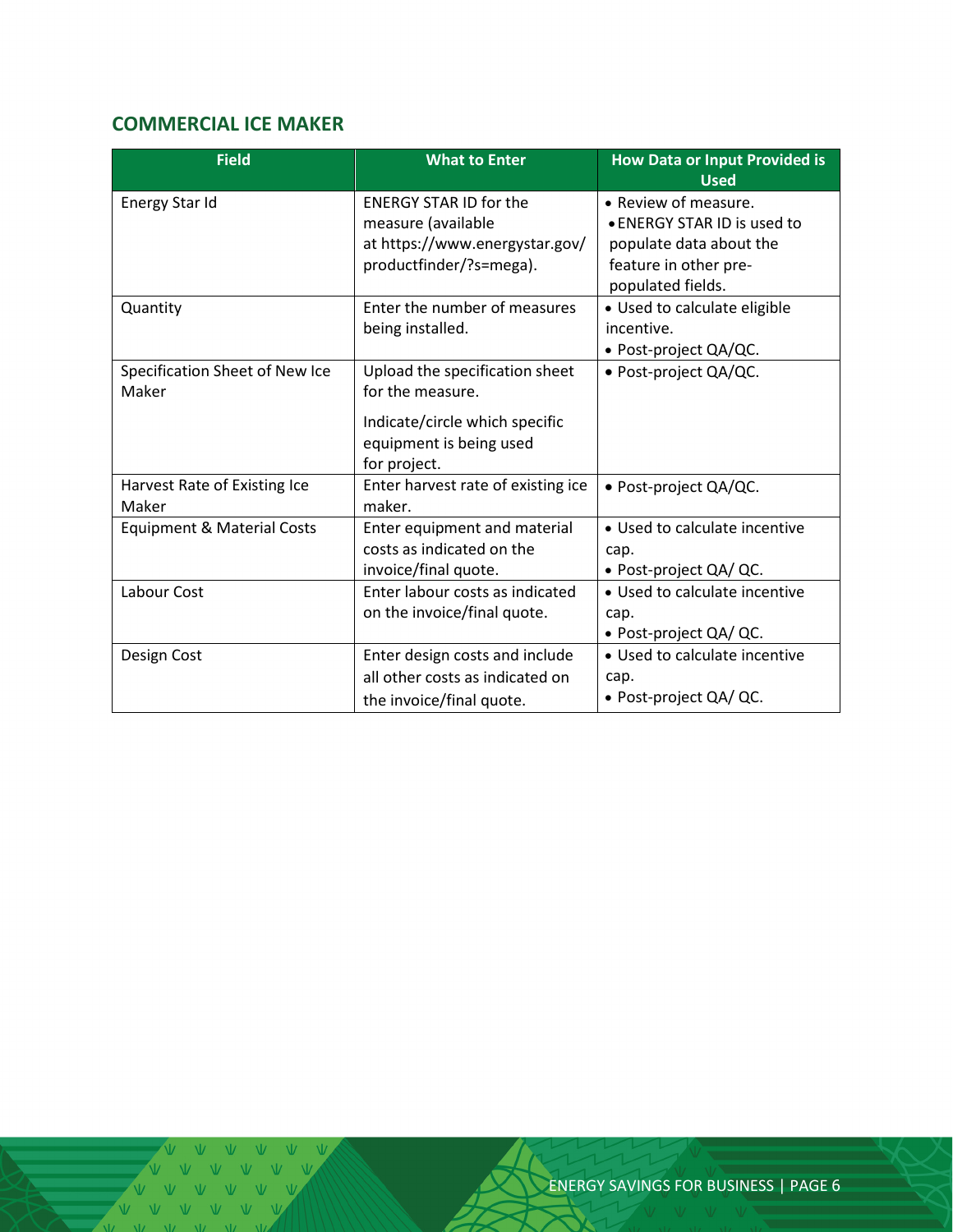## COMMERCIAL ICE MAKER

| Field | What to Enter | How Data or Input Provided is Used |
|---|---|---|
| Energy Star Id | ENERGY STAR ID for the measure (available at https://www.energystar.gov/productfinder/?s=mega). | • Review of measure.<br>• ENERGY STAR ID is used to populate data about the feature in other pre-populated fields. |
| Quantity | Enter the number of measures being installed. | • Used to calculate eligible incentive.<br>• Post-project QA/QC. |
| Specification Sheet of New Ice Maker | Upload the specification sheet for the measure.<br><br>Indicate/circle which specific equipment is being used for project. | • Post-project QA/QC. |
| Harvest Rate of Existing Ice Maker | Enter harvest rate of existing ice maker. | • Post-project QA/QC. |
| Equipment & Material Costs | Enter equipment and material costs as indicated on the invoice/final quote. | • Used to calculate incentive cap.<br>• Post-project QA/ QC. |
| Labour Cost | Enter labour costs as indicated on the invoice/final quote. | • Used to calculate incentive cap.<br>• Post-project QA/ QC. |
| Design Cost | Enter design costs and include all other costs as indicated on the invoice/final quote. | • Used to calculate incentive cap.<br>• Post-project QA/ QC. |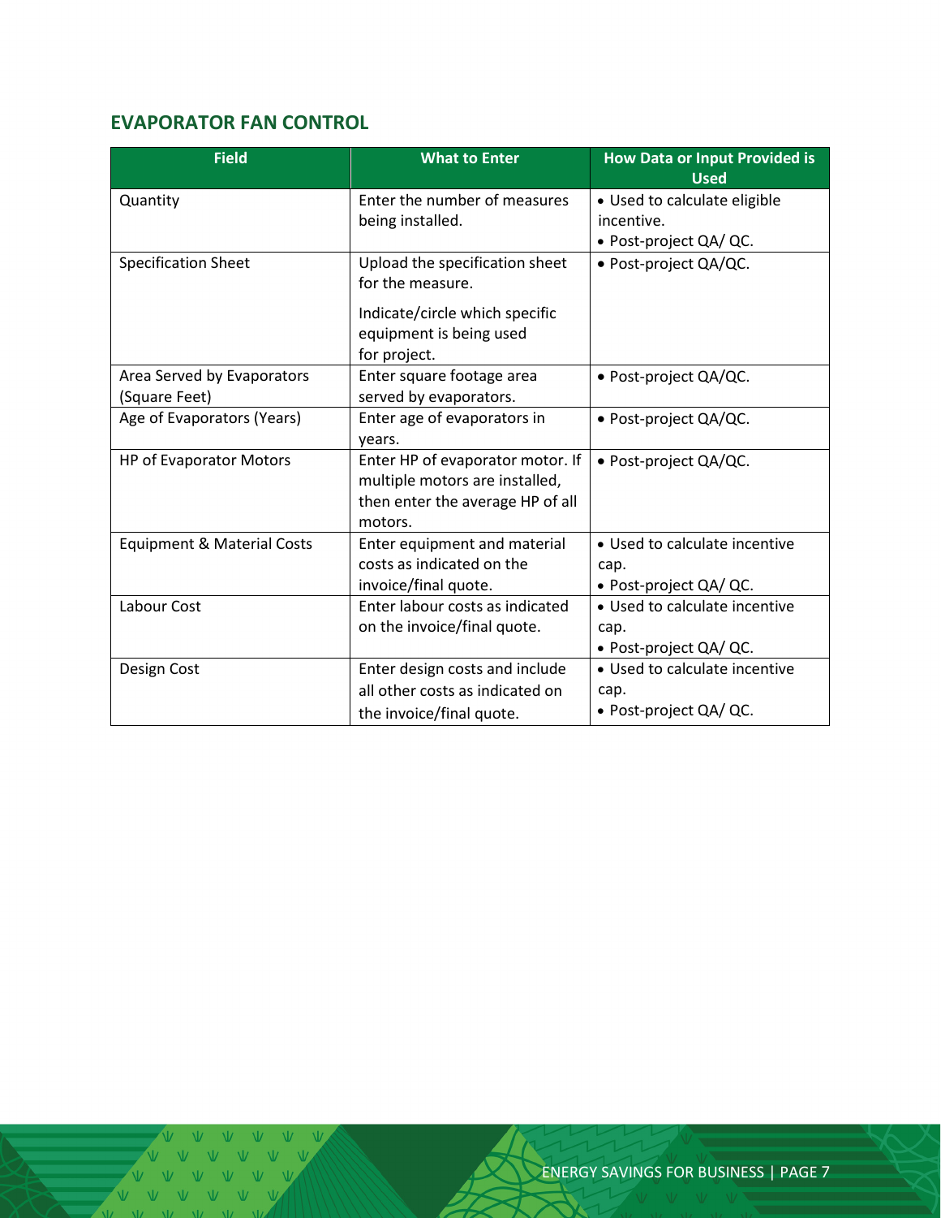## EVAPORATOR FAN CONTROL

| Field | What to Enter | How Data or Input Provided is Used |
|---|---|---|
| Quantity | Enter the number of measures being installed. | • Used to calculate eligible incentive.<br>• Post-project QA/ QC. |
| Specification Sheet | Upload the specification sheet for the measure.<br><br>Indicate/circle which specific equipment is being used for project. | • Post-project QA/QC. |
| Area Served by Evaporators (Square Feet) | Enter square footage area served by evaporators. | • Post-project QA/QC. |
| Age of Evaporators (Years) | Enter age of evaporators in years. | • Post-project QA/QC. |
| HP of Evaporator Motors | Enter HP of evaporator motor. If multiple motors are installed, then enter the average HP of all motors. | • Post-project QA/QC. |
| Equipment & Material Costs | Enter equipment and material costs as indicated on the invoice/final quote. | • Used to calculate incentive cap.<br>• Post-project QA/ QC. |
| Labour Cost | Enter labour costs as indicated on the invoice/final quote. | • Used to calculate incentive cap.<br>• Post-project QA/ QC. |
| Design Cost | Enter design costs and include all other costs as indicated on the invoice/final quote. | • Used to calculate incentive cap.<br>• Post-project QA/ QC. |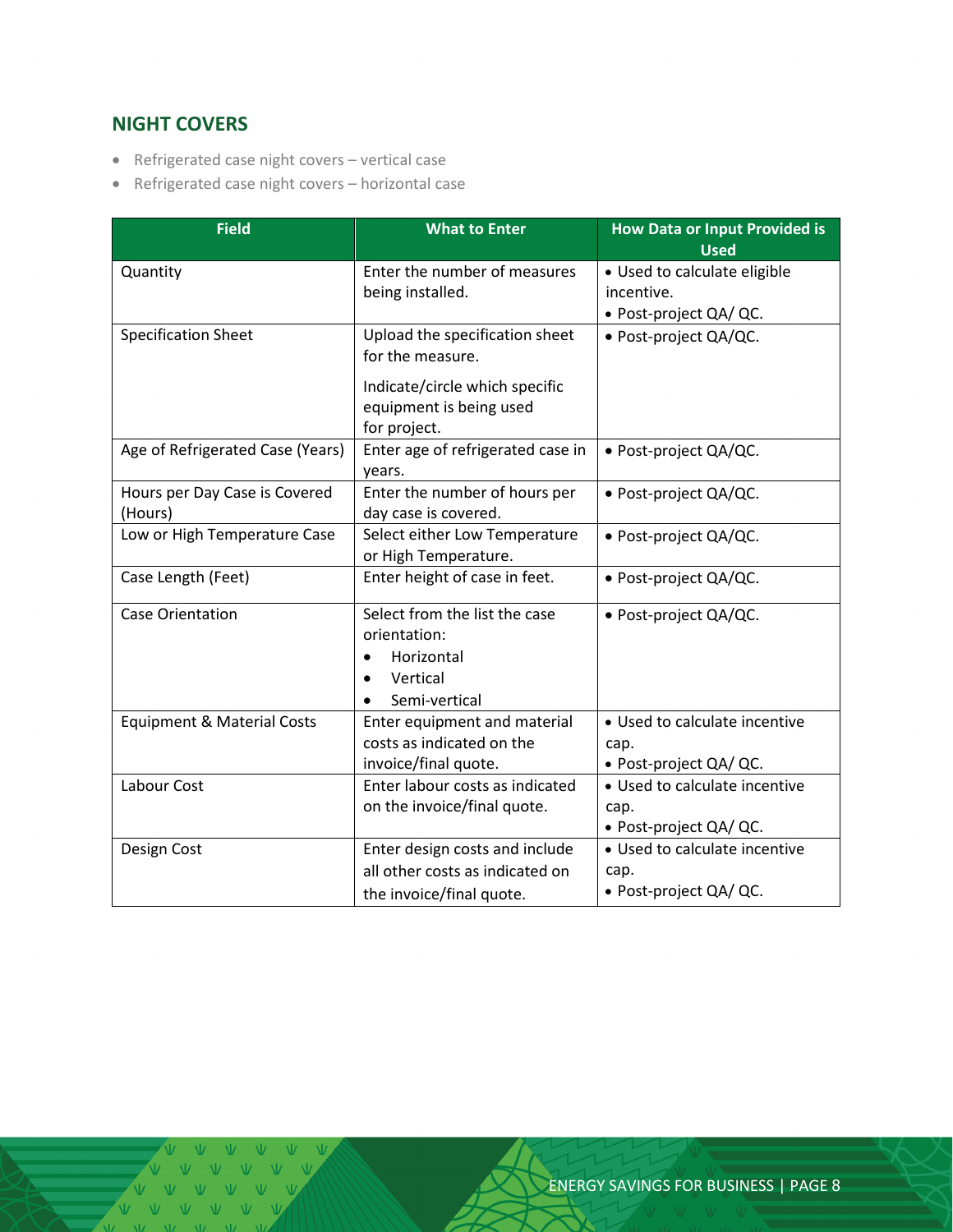## NIGHT COVERS

- Refrigerated case night covers – vertical case
- Refrigerated case night covers – horizontal case

| Field | What to Enter | How Data or Input Provided is Used |
|---|---|---|
| Quantity | Enter the number of measures being installed. | • Used to calculate eligible incentive.<br>• Post-project QA/ QC. |
| Specification Sheet | Upload the specification sheet for the measure.<br><br>Indicate/circle which specific equipment is being used for project. | • Post-project QA/QC. |
| Age of Refrigerated Case (Years) | Enter age of refrigerated case in years. | • Post-project QA/QC. |
| Hours per Day Case is Covered (Hours) | Enter the number of hours per day case is covered. | • Post-project QA/QC. |
| Low or High Temperature Case | Select either Low Temperature or High Temperature. | • Post-project QA/QC. |
| Case Length (Feet) | Enter height of case in feet. | • Post-project QA/QC. |
| Case Orientation | Select from the list the case orientation:<br>• Horizontal<br>• Vertical<br>• Semi-vertical | • Post-project QA/QC. |
| Equipment & Material Costs | Enter equipment and material costs as indicated on the invoice/final quote. | • Used to calculate incentive cap.<br>• Post-project QA/ QC. |
| Labour Cost | Enter labour costs as indicated on the invoice/final quote. | • Used to calculate incentive cap.<br>• Post-project QA/ QC. |
| Design Cost | Enter design costs and include all other costs as indicated on the invoice/final quote. | • Used to calculate incentive cap.<br>• Post-project QA/ QC. |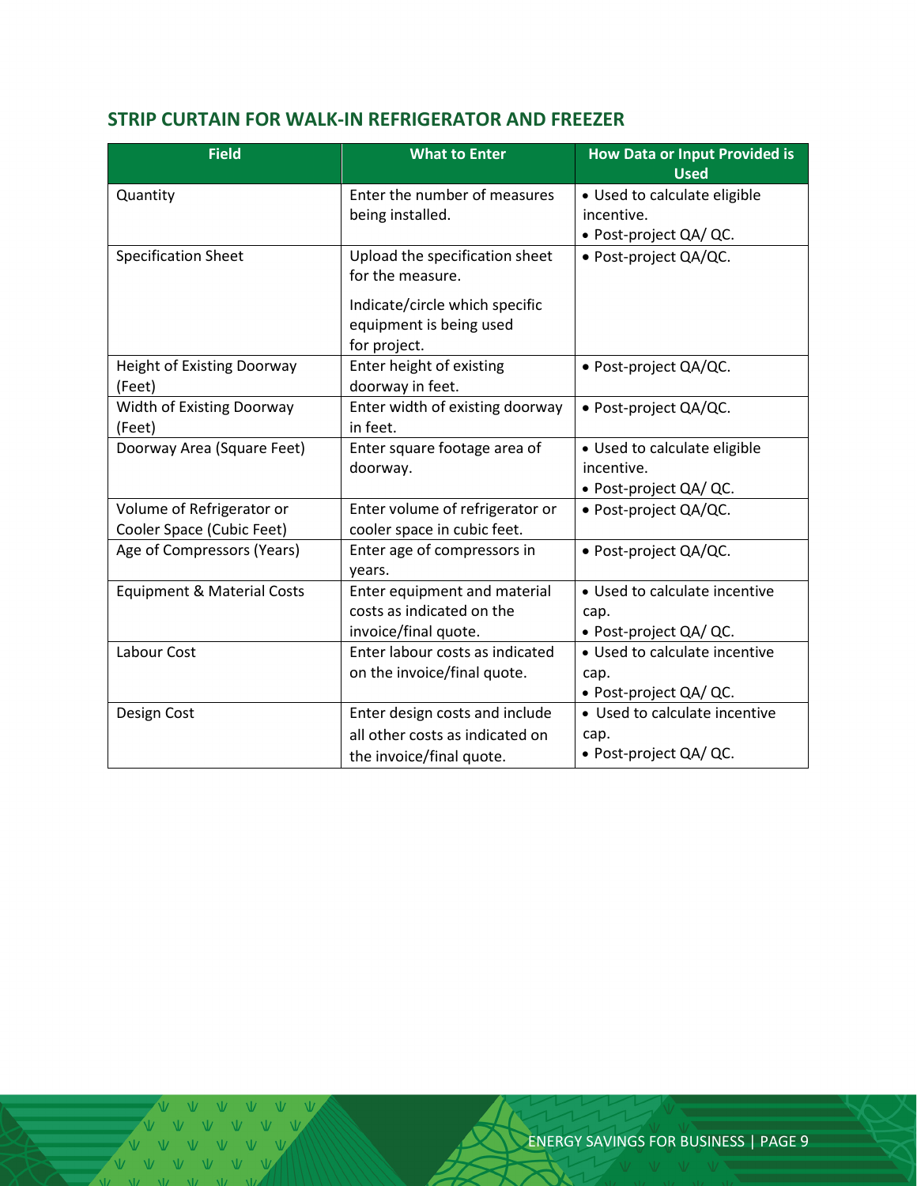## STRIP CURTAIN FOR WALK-IN REFRIGERATOR AND FREEZER

| Field | What to Enter | How Data or Input Provided is Used |
|---|---|---|
| Quantity | Enter the number of measures being installed. | • Used to calculate eligible incentive.<br>• Post-project QA/ QC. |
| Specification Sheet | Upload the specification sheet for the measure.<br><br>Indicate/circle which specific equipment is being used for project. | • Post-project QA/QC. |
| Height of Existing Doorway (Feet) | Enter height of existing doorway in feet. | • Post-project QA/QC. |
| Width of Existing Doorway (Feet) | Enter width of existing doorway in feet. | • Post-project QA/QC. |
| Doorway Area (Square Feet) | Enter square footage area of doorway. | • Used to calculate eligible incentive.<br>• Post-project QA/ QC. |
| Volume of Refrigerator or Cooler Space (Cubic Feet) | Enter volume of refrigerator or cooler space in cubic feet. | • Post-project QA/QC. |
| Age of Compressors (Years) | Enter age of compressors in years. | • Post-project QA/QC. |
| Equipment & Material Costs | Enter equipment and material costs as indicated on the invoice/final quote. | • Used to calculate incentive cap.<br>• Post-project QA/ QC. |
| Labour Cost | Enter labour costs as indicated on the invoice/final quote. | • Used to calculate incentive cap.<br>• Post-project QA/ QC. |
| Design Cost | Enter design costs and include all other costs as indicated on the invoice/final quote. | • Used to calculate incentive cap.<br>• Post-project QA/ QC. |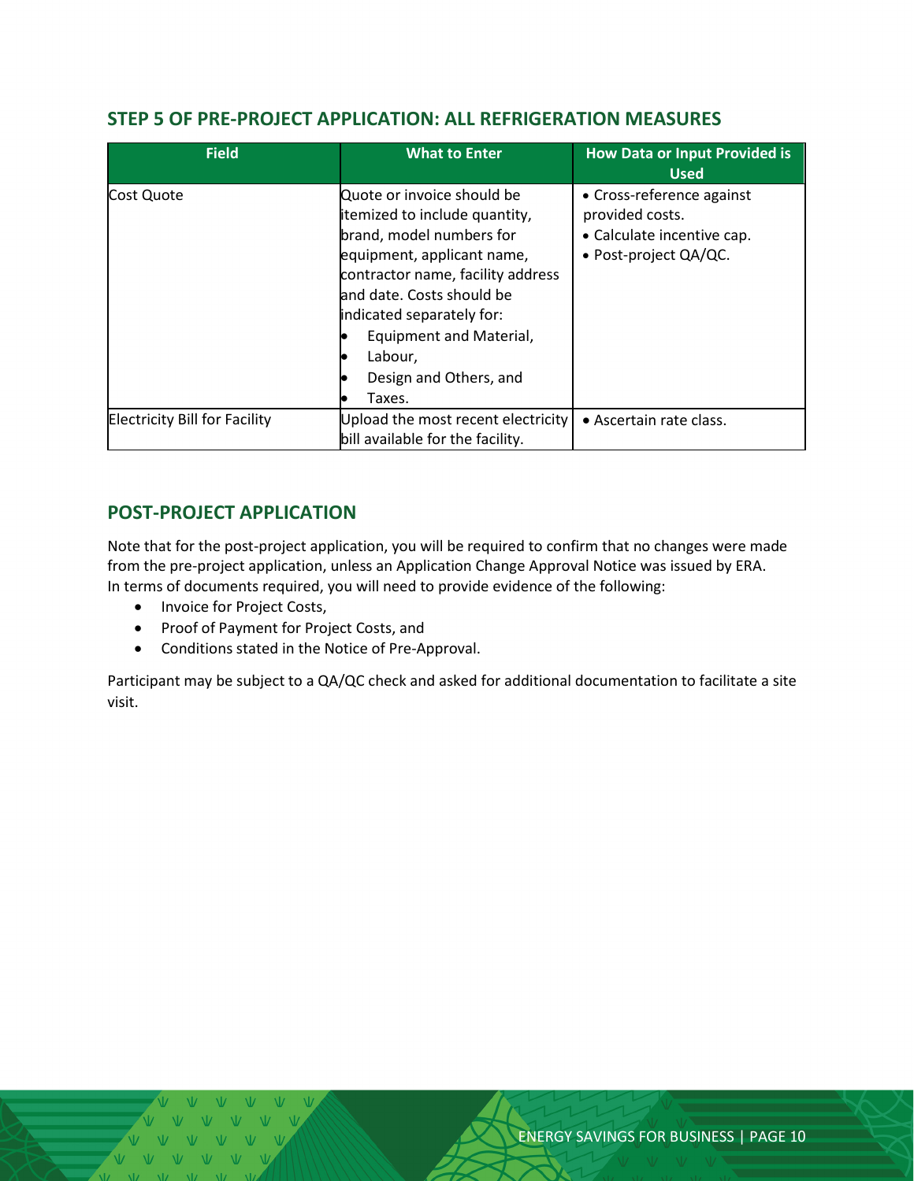## STEP 5 OF PRE-PROJECT APPLICATION: ALL REFRIGERATION MEASURES

| Field | What to Enter | How Data or Input Provided is Used |
|---|---|---|
| Cost Quote | Quote or invoice should be itemized to include quantity, brand, model numbers for equipment, applicant name, contractor name, facility address and date. Costs should be indicated separately for:<br>• Equipment and Material,<br>• Labour,<br>• Design and Others, and<br>• Taxes. | • Cross-reference against provided costs.<br>• Calculate incentive cap.<br>• Post-project QA/QC. |
| Electricity Bill for Facility | Upload the most recent electricity bill available for the facility. | • Ascertain rate class. |

## POST-PROJECT APPLICATION

Note that for the post-project application, you will be required to confirm that no changes were made from the pre-project application, unless an Application Change Approval Notice was issued by ERA. In terms of documents required, you will need to provide evidence of the following:

- Invoice for Project Costs,
- Proof of Payment for Project Costs, and
- Conditions stated in the Notice of Pre-Approval.

Participant may be subject to a QA/QC check and asked for additional documentation to facilitate a site visit.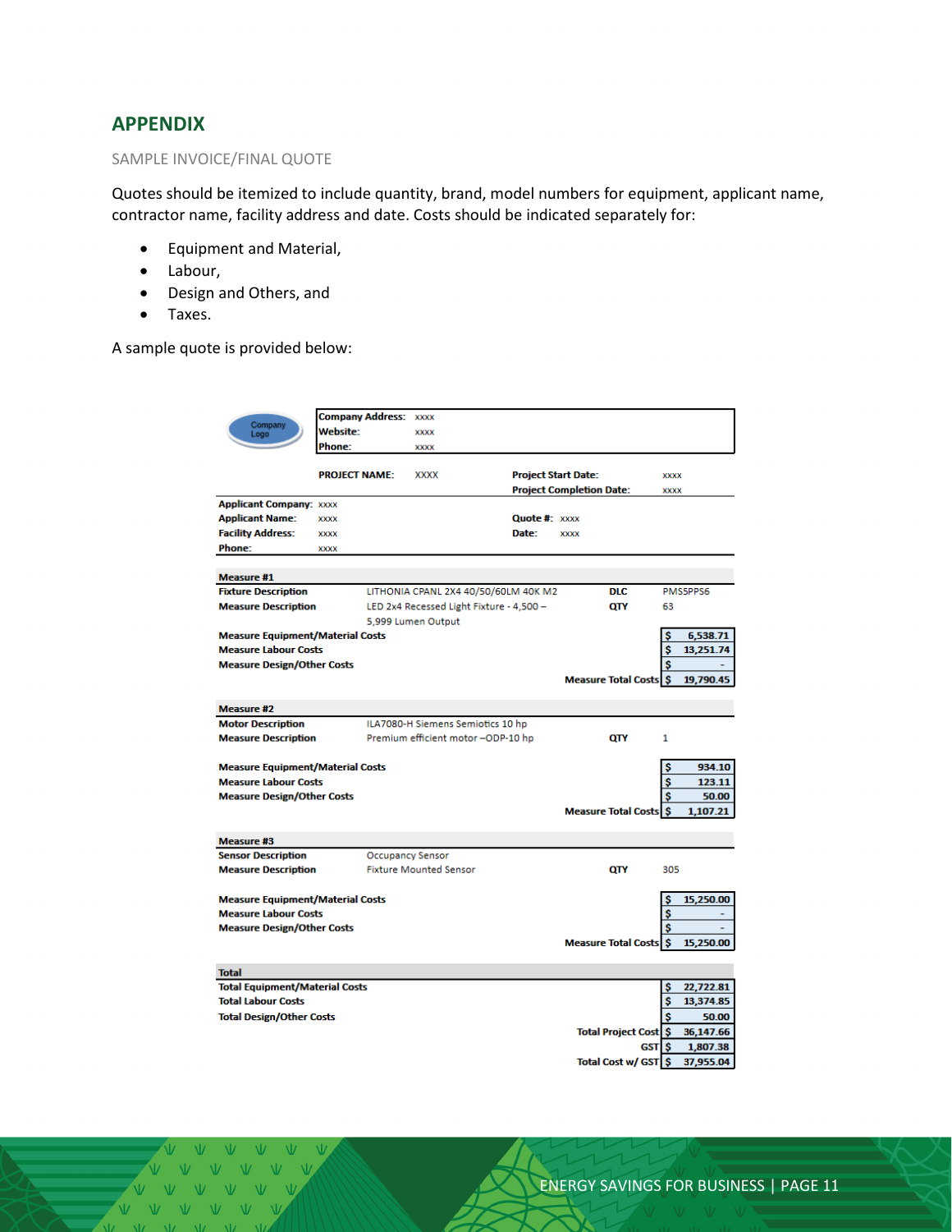## APPENDIX

SAMPLE INVOICE/FINAL QUOTE

Quotes should be itemized to include quantity, brand, model numbers for equipment, applicant name, contractor name, facility address and date. Costs should be indicated separately for:

- Equipment and Material,
- Labour,
- Design and Others, and
- Taxes.

A sample quote is provided below:

| | | | |
|---|---|---|---|
| Company Logo | **Company Address:** xxxx | | |
| | **Website:** xxxx | | |
| | **Phone:** xxxx | | |
| | **PROJECT NAME:** XXXX | **Project Start Date:** | xxxx |
| | | **Project Completion Date:** | xxxx |
| **Applicant Company:** | xxxx | | |
| **Applicant Name:** | xxxx | **Quote #:** | xxxx |
| **Facility Address:** | xxxx | **Date:** | xxxx |
| **Phone:** | xxxx | | |
| **Measure #1** | | | |
| **Fixture Description** | LITHONIA CPANL 2X4 40/50/60LM 40K M2 | **DLC** | PMS5PPS6 |
| **Measure Description** | LED 2x4 Recessed Light Fixture - 4,500 – 5,999 Lumen Output | **QTY** | 63 |
| **Measure Equipment/Material Costs** | | | $ 6,538.71 |
| **Measure Labour Costs** | | | $ 13,251.74 |
| **Measure Design/Other Costs** | | | $ - |
| | | **Measure Total Costs** | $ 19,790.45 |
| **Measure #2** | | | |
| **Motor Description** | ILA7080-H Siemens Semiotics 10 hp | | |
| **Measure Description** | Premium efficient motor –ODP-10 hp | **QTY** | 1 |
| **Measure Equipment/Material Costs** | | | $ 934.10 |
| **Measure Labour Costs** | | | $ 123.11 |
| **Measure Design/Other Costs** | | | $ 50.00 |
| | | **Measure Total Costs** | $ 1,107.21 |
| **Measure #3** | | | |
| **Sensor Description** | Occupancy Sensor | | |
| **Measure Description** | Fixture Mounted Sensor | **QTY** | 305 |
| **Measure Equipment/Material Costs** | | | $ 15,250.00 |
| **Measure Labour Costs** | | | $ - |
| **Measure Design/Other Costs** | | | $ - |
| | | **Measure Total Costs** | $ 15,250.00 |
| **Total** | | | |
| **Total Equipment/Material Costs** | | | $ 22,722.81 |
| **Total Labour Costs** | | | $ 13,374.85 |
| **Total Design/Other Costs** | | | $ 50.00 |
| | | **Total Project Cost** | $ 36,147.66 |
| | | **GST** | $ 1,807.38 |
| | | **Total Cost w/ GST** | $ 37,955.04 |